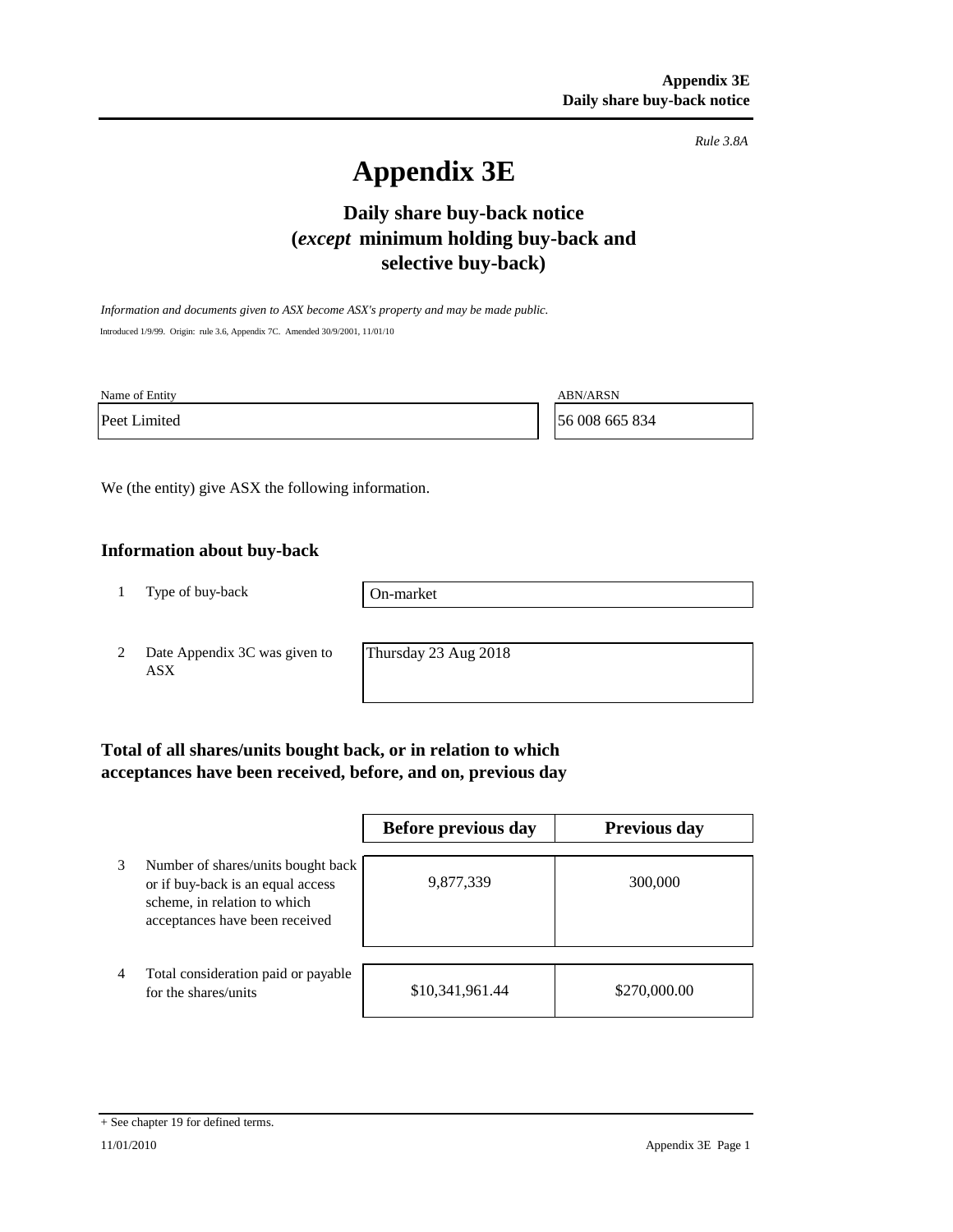*Rule 3.8A*

# Appendix 3E

## Daily share buy-back notice (*except* minimum holding buy-back and selective buy-back)

*Information and documents given to ASX become ASX's property and may be made public.*

Introduced 1/9/99. Origin: rule 3.6, Appendix 7C. Amended 30/9/2001, 11/01/10

| Name of Entity | ABN/ARSN |
|---|---|
| Peet Limited | 56 008 665 834 |

We (the entity) give ASX the following information.

### Information about buy-back

| | | |
|---|---|---|
| 1 | Type of buy-back | On-market |
| 2 | Date Appendix 3C was given to ASX | Thursday 23 Aug 2018 |

### Total of all shares/units bought back, or in relation to which acceptances have been received, before, and on, previous day

| | | Before previous day | Previous day |
|---|---|---|---|
| 3 | Number of shares/units bought back or if buy-back is an equal access scheme, in relation to which acceptances have been received | 9,877,339 | 300,000 |
| 4 | Total consideration paid or payable for the shares/units | $10,341,961.44 | $270,000.00 |

+ See chapter 19 for defined terms.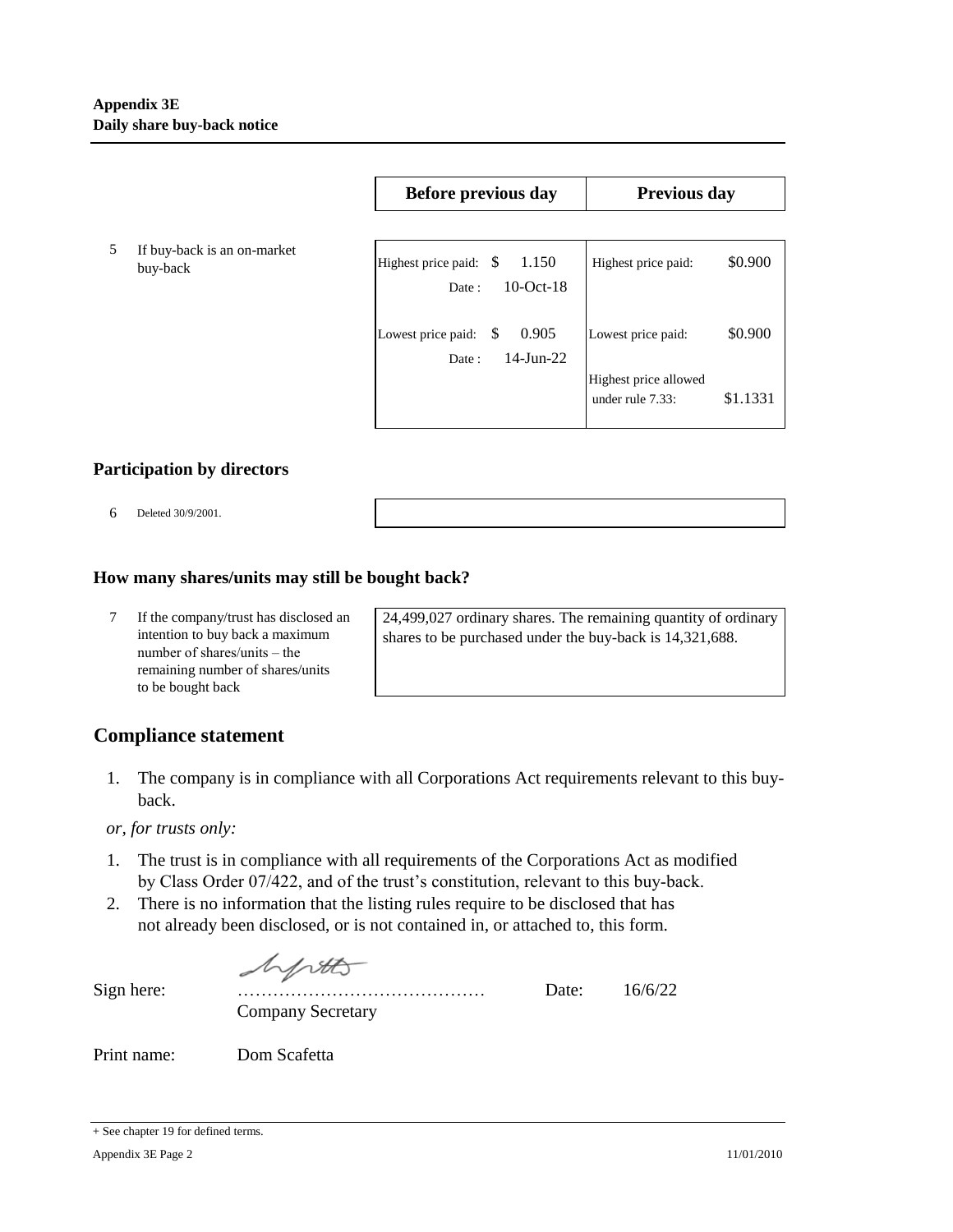**Appendix 3E**
**Daily share buy-back notice**

| | Before previous day | Previous day |
|---|---|---|
| 5 If buy-back is an on-market buy-back | Highest price paid: $ 1.150<br>Date : 10-Oct-18<br><br>Lowest price paid: $ 0.905<br>Date : 14-Jun-22 | Highest price paid: $0.900<br><br>Lowest price paid: $0.900<br><br>Highest price allowed under rule 7.33: $1.1331 |

## Participation by directors

| | |
|---|---|
| 6 Deleted 30/9/2001. | |

## How many shares/units may still be bought back?

| | |
|---|---|
| 7 If the company/trust has disclosed an intention to buy back a maximum number of shares/units – the remaining number of shares/units to be bought back | 24,499,027 ordinary shares. The remaining quantity of ordinary shares to be purchased under the buy-back is 14,321,688. |

## Compliance statement

1. The company is in compliance with all Corporations Act requirements relevant to this buy-back.

*or, for trusts only:*

1. The trust is in compliance with all requirements of the Corporations Act as modified by Class Order 07/422, and of the trust's constitution, relevant to this buy-back.
2. There is no information that the listing rules require to be disclosed that has not already been disclosed, or is not contained in, or attached to, this form.

Sign here: …………………………………… Date: 16/6/22
Company Secretary

Print name: Dom Scafetta

+ See chapter 19 for defined terms.